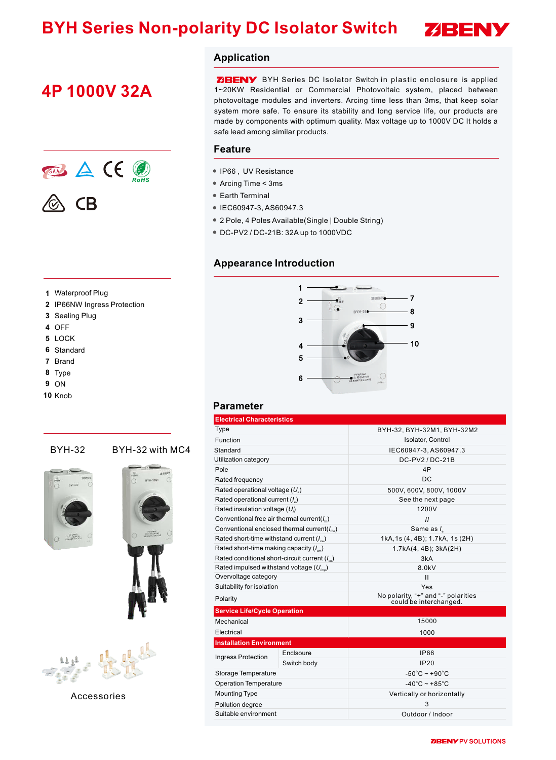# BYH Series Non-polarity DC Isolator Switch

ZBENY

## 4P 1000V 32A

## Application

ZBENY BYH Series DC Isolator Switch in plastic enclosure is applied 1~20KW Residential or Commercial Photovoltaic system, placed between photovoltage modules and inverters. Arcing time less than 3ms, that keep solar system more safe. To ensure its stability and long service life, our products are made by components with optimum quality. Max voltage up to 1000V DC It holds a safe lead among similar products.

## Feature

- IP66 , UV Resistance
- Arcing Time < 3ms
- Earth Terminal
- IEC60947-3, AS60947.3
- 2 Pole, 4 Poles Available(Single | Double String)
- DC-PV2 / DC-21B: 32A up to 1000VDC

## Appearance Introduction

1 Waterproof Plug
2 IP66NW Ingress Protection
3 Sealing Plug
4 OFF
5 LOCK
6 Standard
7 Brand
8 Type
9 ON
10 Knob

BYH-32 BYH-32 with MC4

Accessories

## Parameter

| Electrical Characteristics | | |
|---|---|---|
| Type | | BYH-32, BYH-32M1, BYH-32M2 |
| Function | | Isolator, Control |
| Standard | | IEC60947-3, AS60947.3 |
| Utilization category | | DC-PV2 / DC-21B |
| Pole | | 4P |
| Rated frequency | | DC |
| Rated operational voltage ($U_e$) | | 500V, 600V, 800V, 1000V |
| Rated operational current ($I_e$) | | See the next page |
| Rated insulation voltage ($U_i$) | | 1200V |
| Conventional free air thermal current($I_{th}$) | | // |
| Conventional enclosed thermal current($I_{the}$) | | Same as $I_e$ |
| Rated short-time withstand current ($I_{cw}$) | | 1kA,1s (4, 4B); 1.7kA, 1s (2H) |
| Rated short-time making capacity ($I_{cm}$) | | 1.7kA(4, 4B); 3kA(2H) |
| Rated conditional short-circuit current ($I_{cn}$) | | 3kA |
| Rated impulsed withstand voltage ($U_{imp}$) | | 8.0kV |
| Overvoltage category | | II |
| Suitability for isolation | | Yes |
| Polarity | | No polarity, "+" and "-" polarities could be interchanged. |
| **Service Life/Cycle Operation** | | |
| Mechanical | | 15000 |
| Electrical | | 1000 |
| **Installation Environment** | | |
| Ingress Protection | Enclsoure | IP66 |
| | Switch body | IP20 |
| Storage Temperature | | -50˚C ~ +90˚C |
| Operation Temperature | | -40˚C ~ +85˚C |
| Mounting Type | | Vertically or horizontally |
| Pollution degree | | 3 |
| Suitable environment | | Outdoor / Indoor |

ZBENY PV SOLUTIONS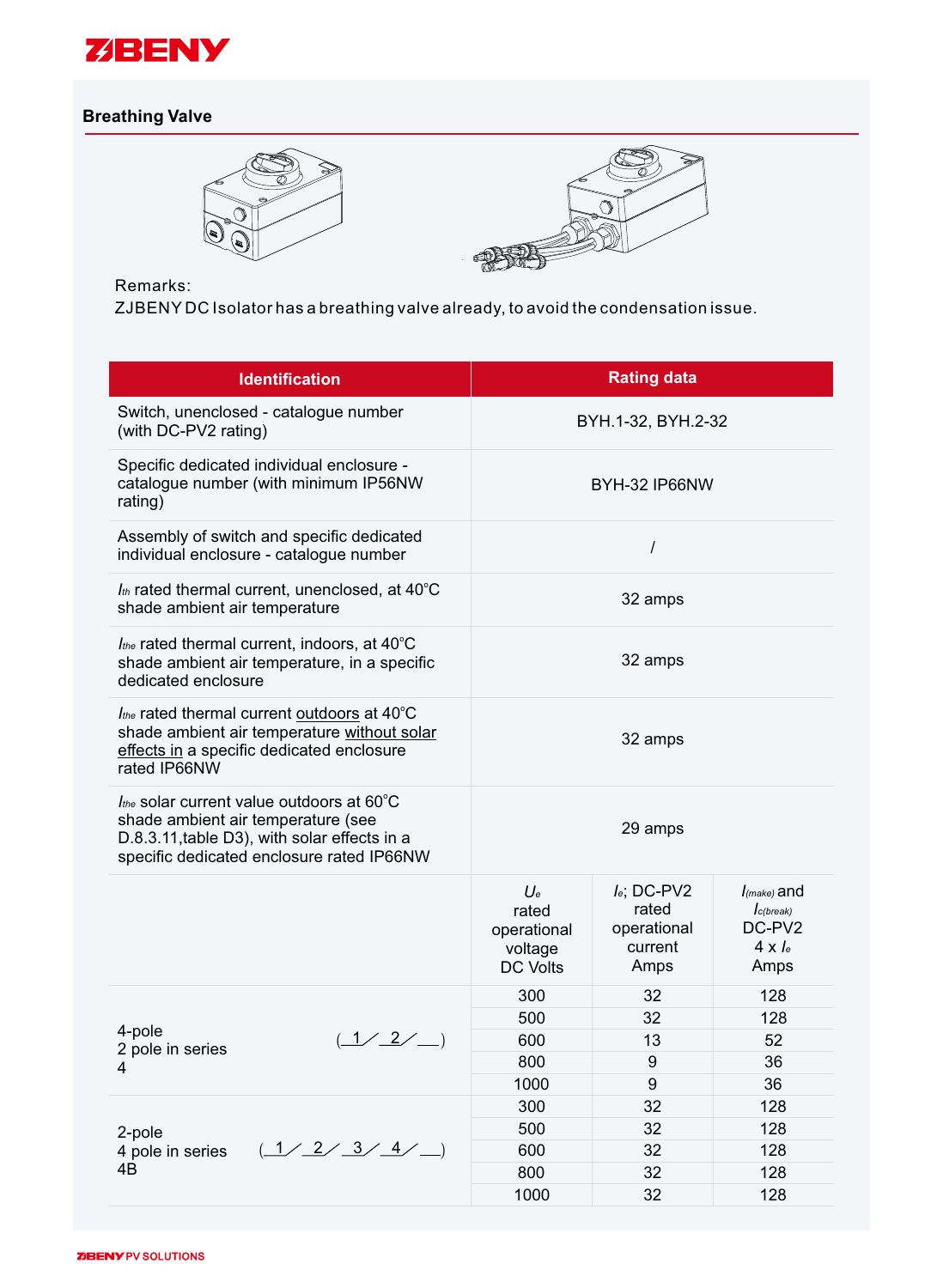## Breathing Valve

Remarks:
ZJBENY DC Isolator has a breathing valve already, to avoid the condensation issue.

| Identification | Rating data | | |
|---|---|---|---|
| Switch, unenclosed - catalogue number (with DC-PV2 rating) | BYH.1-32, BYH.2-32 | | |
| Specific dedicated individual enclosure - catalogue number (with minimum IP56NW rating) | BYH-32 IP66NW | | |
| Assembly of switch and specific dedicated individual enclosure - catalogue number | / | | |
| $I_{th}$ rated thermal current, unenclosed, at 40°C shade ambient air temperature | 32 amps | | |
| $I_{the}$ rated thermal current, indoors, at 40°C shade ambient air temperature, in a specific dedicated enclosure | 32 amps | | |
| $I_{the}$ rated thermal current outdoors at 40°C shade ambient air temperature without solar effects in a specific dedicated enclosure rated IP66NW | 32 amps | | |
| $I_{the}$ solar current value outdoors at 60°C shade ambient air temperature (see D.8.3.11,table D3), with solar effects in a specific dedicated enclosure rated IP66NW | 29 amps | | |
| | $U_e$ rated operational voltage DC Volts | $I_e$; DC-PV2 rated operational current Amps | $I_{(make)}$ and $I_{c(break)}$ DC-PV2 4 x $I_e$ Amps |
| 4-pole 2 pole in series 4 (_1_/_2_/__) | 300 | 32 | 128 |
| | 500 | 32 | 128 |
| | 600 | 13 | 52 |
| | 800 | 9 | 36 |
| | 1000 | 9 | 36 |
| 2-pole 4 pole in series 4B (_1_/_2_/_3_/_4_/__) | 300 | 32 | 128 |
| | 500 | 32 | 128 |
| | 600 | 32 | 128 |
| | 800 | 32 | 128 |
| | 1000 | 32 | 128 |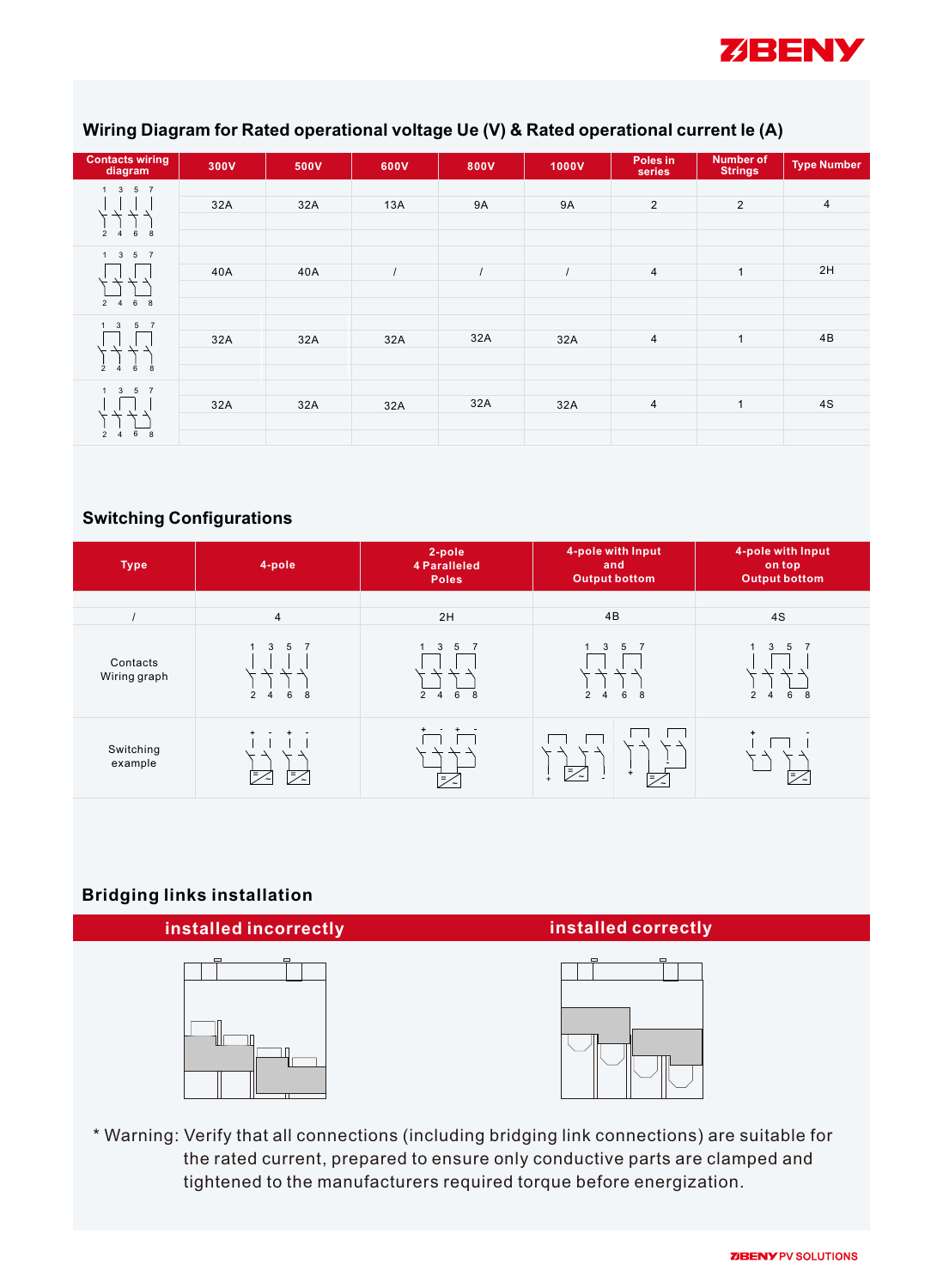## Wiring Diagram for Rated operational voltage Ue (V) & Rated operational current Ie (A)

| Contacts wiring diagram | 300V | 500V | 600V | 800V | 1000V | Poles in series | Number of Strings | Type Number |
|---|---|---|---|---|---|---|---|---|
| 1 3 5 7 / 2 4 6 8 | 32A | 32A | 13A | 9A | 9A | 2 | 2 | 4 |
| 1 3 5 7 / 2 4 6 8 | 40A | 40A | / | / | / | 4 | 1 | 2H |
| 1 3 5 7 / 2 4 6 8 | 32A | 32A | 32A | 32A | 32A | 4 | 1 | 4B |
| 1 3 5 7 / 2 4 6 8 | 32A | 32A | 32A | 32A | 32A | 4 | 1 | 4S |

## Switching Configurations

| Type | 4-pole | 2-pole 4 Paralleled Poles | 4-pole with Input and Output bottom | 4-pole with Input on top Output bottom |
|---|---|---|---|---|
| / | 4 | 2H | 4B | 4S |
| Contacts Wiring graph | 1 3 5 7 / 2 4 6 8 | 1 3 5 7 / 2 4 6 8 | 1 3 5 7 / 2 4 6 8 | 1 3 5 7 / 2 4 6 8 |
| Switching example | + - + - | + - + - | + - + - | + - |

## Bridging links installation

| installed incorrectly | installed correctly |
|---|---|
| | |

* Warning: Verify that all connections (including bridging link connections) are suitable for the rated current, prepared to ensure only conductive parts are clamped and tightened to the manufacturers required torque before energization.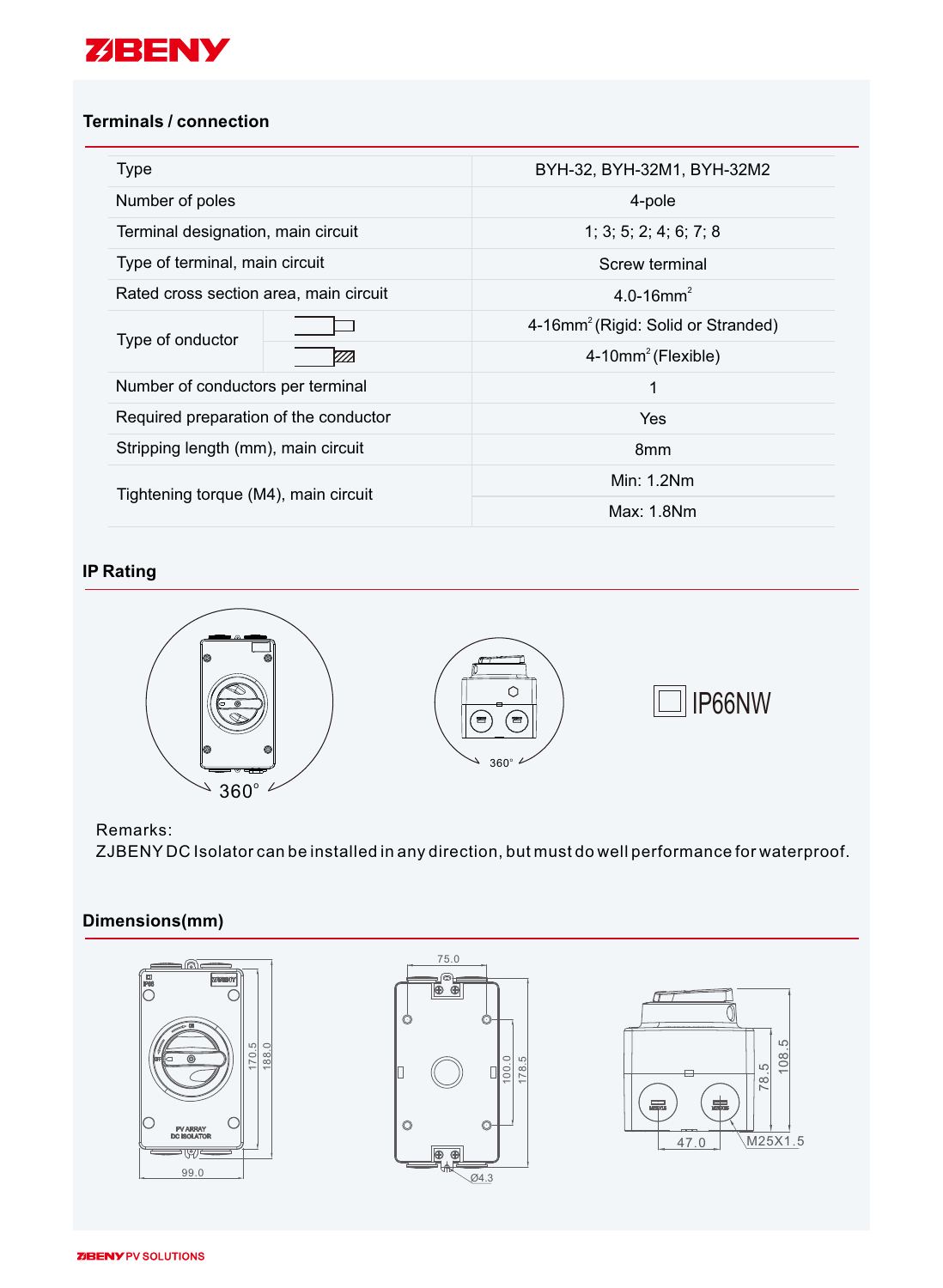## Terminals / connection

| Type | | BYH-32, BYH-32M1, BYH-32M2 |
|---|---|---|
| Number of poles | | 4-pole |
| Terminal designation, main circuit | | 1; 3; 5; 2; 4; 6; 7; 8 |
| Type of terminal, main circuit | | Screw terminal |
| Rated cross section area, main circuit | | 4.0-16mm² |
| Type of onductor | (rigid) | 4-16mm² (Rigid: Solid or Stranded) |
| | (flexible) | 4-10mm² (Flexible) |
| Number of conductors per terminal | | 1 |
| Required preparation of the conductor | | Yes |
| Stripping length (mm), main circuit | | 8mm |
| Tightening torque (M4), main circuit | | Min: 1.2Nm |
| | | Max: 1.8Nm |

## IP Rating

360°

360°

IP66NW

Remarks:
ZJBENY DC Isolator can be installed in any direction, but must do well performance for waterproof.

## Dimensions(mm)

99.0 170.5 188.0 PV ARRAY DC ISOLATOR

75.0 100.0 178.5 Ø4.3

47.0 78.5 108.5 M25X1.5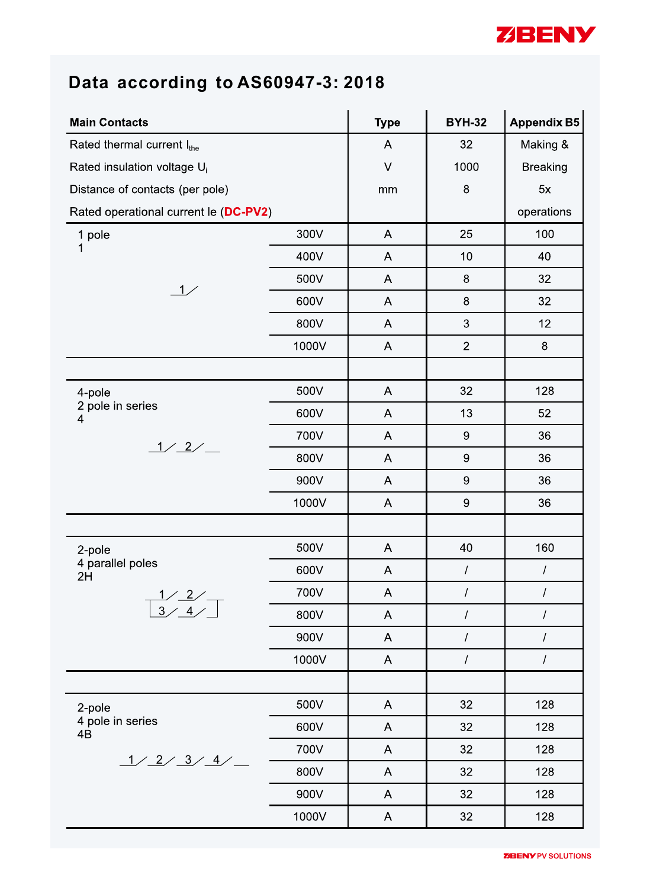# Data according to AS60947-3: 2018

| Main Contacts | | Type | BYH-32 | Appendix B5 |
|---|---|---|---|---|
| Rated thermal current $I_{the}$ | | A | 32 | Making & |
| Rated insulation voltage $U_i$ | | V | 1000 | Breaking |
| Distance of contacts (per pole) | | mm | 8 | 5x |
| Rated operational current Ie (DC-PV2) | | | | operations |
| 1 pole<br>1<br>_1/ | 300V | A | 25 | 100 |
| | 400V | A | 10 | 40 |
| | 500V | A | 8 | 32 |
| | 600V | A | 8 | 32 |
| | 800V | A | 3 | 12 |
| | 1000V | A | 2 | 8 |
| | | | | |
| 4-pole<br>2 pole in series<br>4<br>_1/ _2/ __ | 500V | A | 32 | 128 |
| | 600V | A | 13 | 52 |
| | 700V | A | 9 | 36 |
| | 800V | A | 9 | 36 |
| | 900V | A | 9 | 36 |
| | 1000V | A | 9 | 36 |
| | | | | |
| 2-pole<br>4 parallel poles<br>2H<br>_1/ _2/ / _3/ _4/ | 500V | A | 40 | 160 |
| | 600V | A | / | / |
| | 700V | A | / | / |
| | 800V | A | / | / |
| | 900V | A | / | / |
| | 1000V | A | / | / |
| | | | | |
| 2-pole<br>4 pole in series<br>4B<br>_1/ _2/ _3/ _4/ __ | 500V | A | 32 | 128 |
| | 600V | A | 32 | 128 |
| | 700V | A | 32 | 128 |
| | 800V | A | 32 | 128 |
| | 900V | A | 32 | 128 |
| | 1000V | A | 32 | 128 |